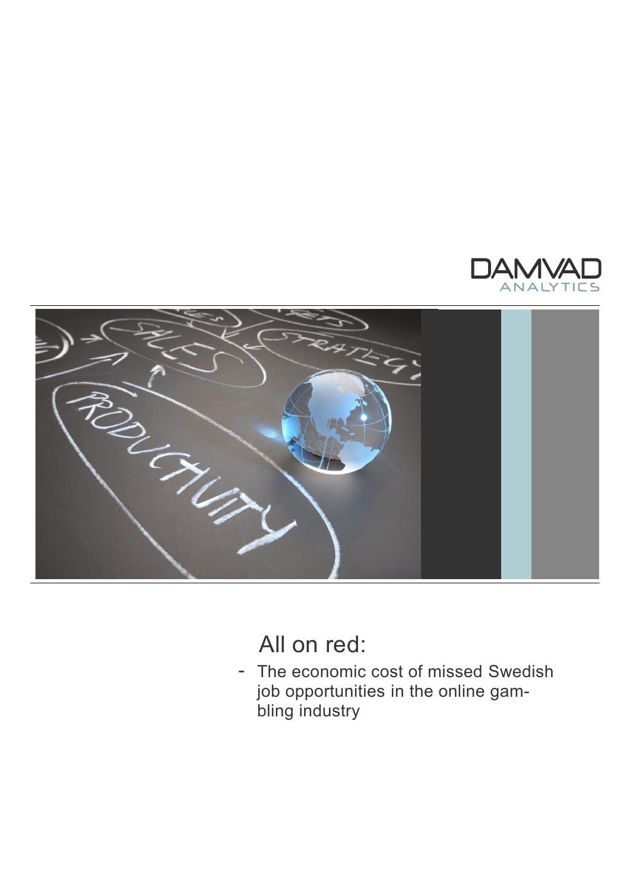DAMVAD ANALYTICS

# All on red:

- The economic cost of missed Swedish job opportunities in the online gambling industry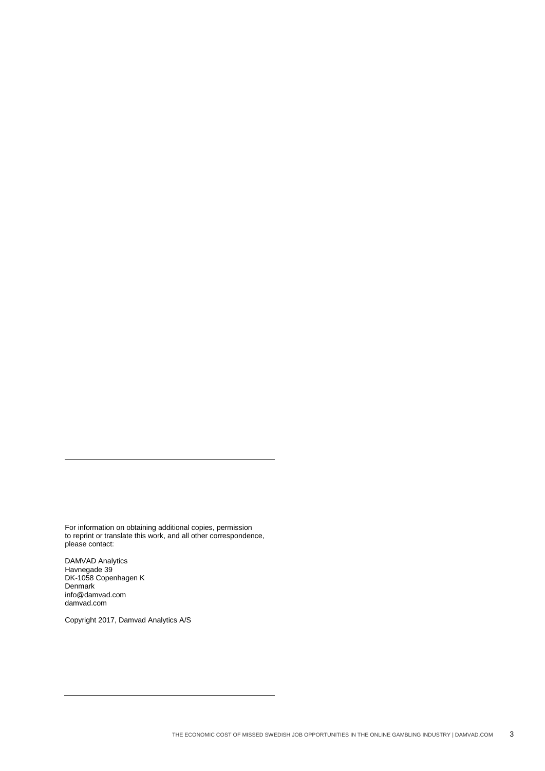For information on obtaining additional copies, permission to reprint or translate this work, and all other correspondence, please contact:

DAMVAD Analytics  
Havnegade 39  
DK-1058 Copenhagen K  
Denmark  
info@damvad.com  
damvad.com

Copyright 2017, Damvad Analytics A/S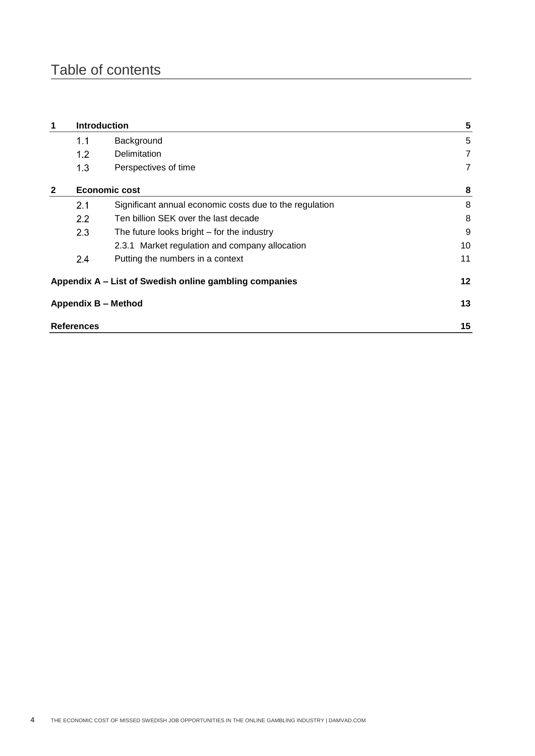# Table of contents

| | | | |
|---|---|---|---|
| **1** | **Introduction** | | **5** |
| | 1.1 | Background | 5 |
| | 1.2 | Delimitation | 7 |
| | 1.3 | Perspectives of time | 7 |
| **2** | **Economic cost** | | **8** |
| | 2.1 | Significant annual economic costs due to the regulation | 8 |
| | 2.2 | Ten billion SEK over the last decade | 8 |
| | 2.3 | The future looks bright – for the industry | 9 |
| | | 2.3.1 Market regulation and company allocation | 10 |
| | 2.4 | Putting the numbers in a context | 11 |
| **Appendix A – List of Swedish online gambling companies** | | | **12** |
| **Appendix B – Method** | | | **13** |
| **References** | | | **15** |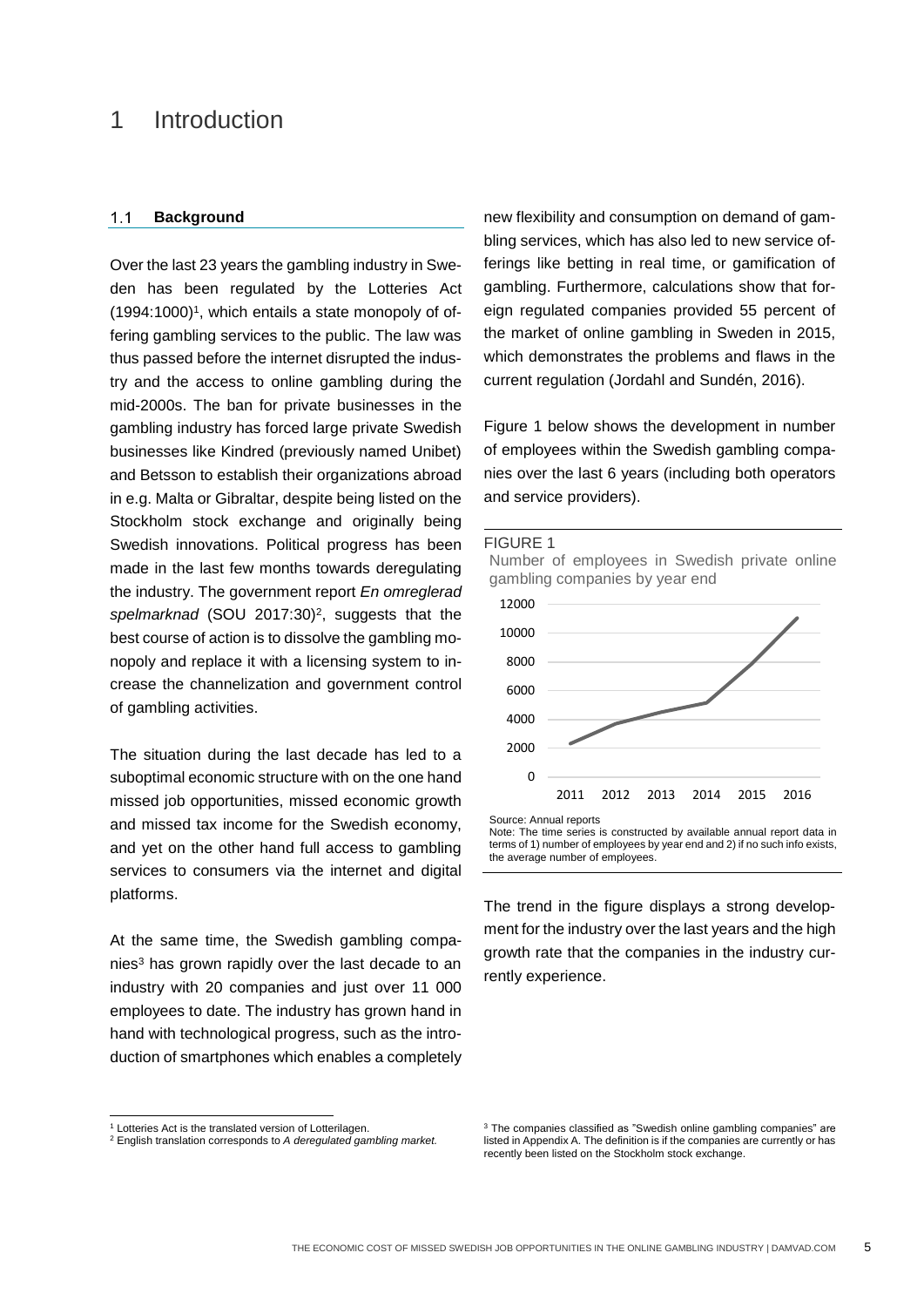# 1 Introduction

## 1.1 Background

Over the last 23 years the gambling industry in Sweden has been regulated by the Lotteries Act (1994:1000)[1], which entails a state monopoly of offering gambling services to the public. The law was thus passed before the internet disrupted the industry and the access to online gambling during the mid-2000s. The ban for private businesses in the gambling industry has forced large private Swedish businesses like Kindred (previously named Unibet) and Betsson to establish their organizations abroad in e.g. Malta or Gibraltar, despite being listed on the Stockholm stock exchange and originally being Swedish innovations. Political progress has been made in the last few months towards deregulating the industry. The government report *En omreglerad spelmarknad* (SOU 2017:30)[2], suggests that the best course of action is to dissolve the gambling monopoly and replace it with a licensing system to increase the channelization and government control of gambling activities.

The situation during the last decade has led to a suboptimal economic structure with on the one hand missed job opportunities, missed economic growth and missed tax income for the Swedish economy, and yet on the other hand full access to gambling services to consumers via the internet and digital platforms.

At the same time, the Swedish gambling companies[3] has grown rapidly over the last decade to an industry with 20 companies and just over 11 000 employees to date. The industry has grown hand in hand with technological progress, such as the introduction of smartphones which enables a completely new flexibility and consumption on demand of gambling services, which has also led to new service offerings like betting in real time, or gamification of gambling. Furthermore, calculations show that foreign regulated companies provided 55 percent of the market of online gambling in Sweden in 2015, which demonstrates the problems and flaws in the current regulation (Jordahl and Sundén, 2016).

Figure 1 below shows the development in number of employees within the Swedish gambling companies over the last 6 years (including both operators and service providers).

FIGURE 1

Number of employees in Swedish private online gambling companies by year end

Source: Annual reports

Note: The time series is constructed by available annual report data in terms of 1) number of employees by year end and 2) if no such info exists, the average number of employees.

The trend in the figure displays a strong development for the industry over the last years and the high growth rate that the companies in the industry currently experience.

---

[1] Lotteries Act is the translated version of Lotterilagen.

[2] English translation corresponds to *A deregulated gambling market.*

[3] The companies classified as "Swedish online gambling companies" are listed in Appendix A. The definition is if the companies are currently or has recently been listed on the Stockholm stock exchange.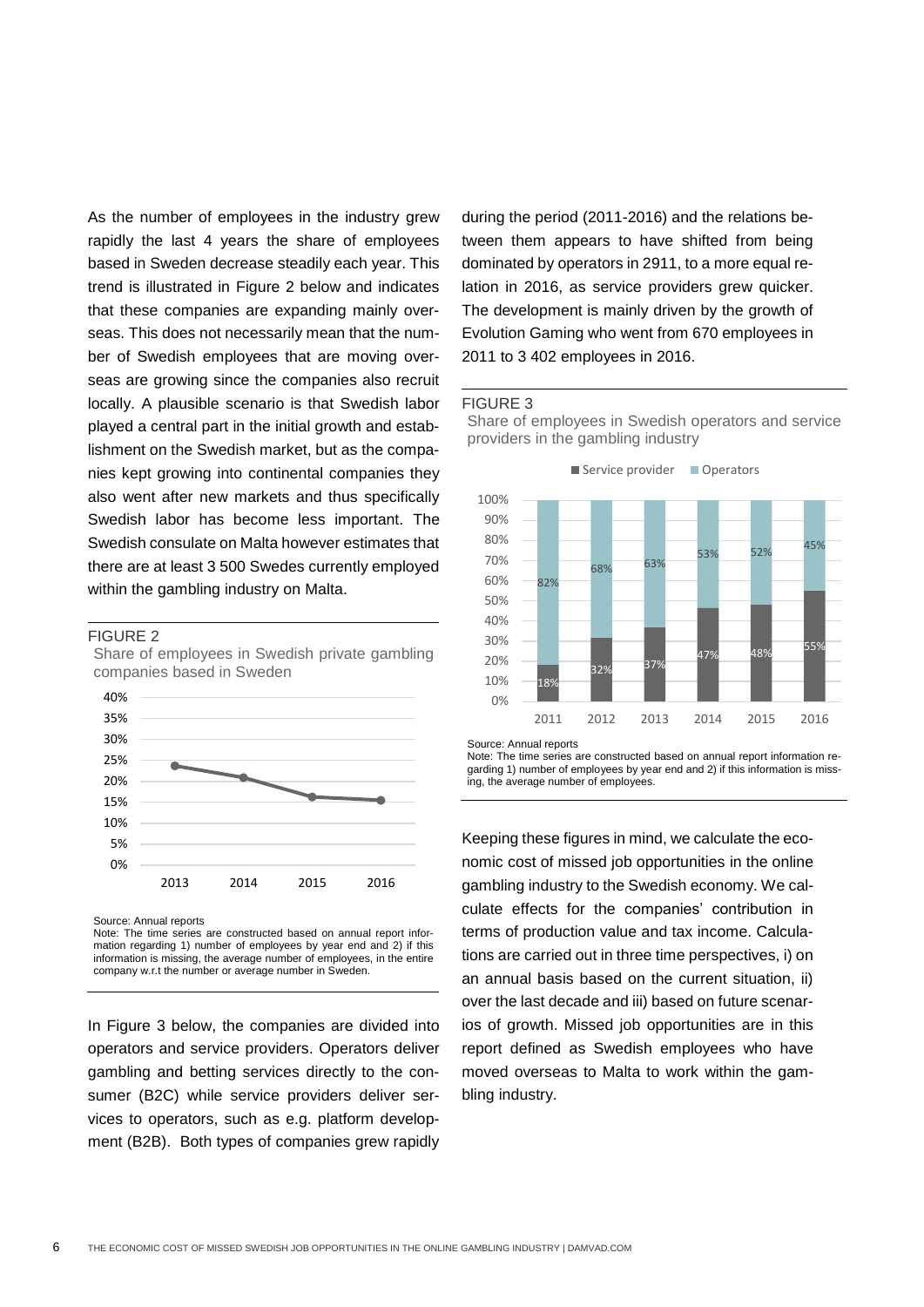As the number of employees in the industry grew rapidly the last 4 years the share of employees based in Sweden decrease steadily each year. This trend is illustrated in Figure 2 below and indicates that these companies are expanding mainly overseas. This does not necessarily mean that the number of Swedish employees that are moving overseas are growing since the companies also recruit locally. A plausible scenario is that Swedish labor played a central part in the initial growth and establishment on the Swedish market, but as the companies kept growing into continental companies they also went after new markets and thus specifically Swedish labor has become less important. The Swedish consulate on Malta however estimates that there are at least 3 500 Swedes currently employed within the gambling industry on Malta.

FIGURE 2

Share of employees in Swedish private gambling companies based in Sweden

Source: Annual reports

Note: The time series are constructed based on annual report information regarding 1) number of employees by year end and 2) if this information is missing, the average number of employees, in the entire company w.r.t the number or average number in Sweden.

In Figure 3 below, the companies are divided into operators and service providers. Operators deliver gambling and betting services directly to the consumer (B2C) while service providers deliver services to operators, such as e.g. platform development (B2B). Both types of companies grew rapidly during the period (2011-2016) and the relations between them appears to have shifted from being dominated by operators in 2911, to a more equal relation in 2016, as service providers grew quicker. The development is mainly driven by the growth of Evolution Gaming who went from 670 employees in 2011 to 3 402 employees in 2016.

FIGURE 3

Share of employees in Swedish operators and service providers in the gambling industry

| | 2011 | 2012 | 2013 | 2014 | 2015 | 2016 |
|---|---|---|---|---|---|---|
| Service provider | 18% | 32% | 37% | 47% | 48% | 55% |
| Operators | 82% | 68% | 63% | 53% | 52% | 45% |

Source: Annual reports

Note: The time series are constructed based on annual report information regarding 1) number of employees by year end and 2) if this information is missing, the average number of employees.

Keeping these figures in mind, we calculate the economic cost of missed job opportunities in the online gambling industry to the Swedish economy. We calculate effects for the companies' contribution in terms of production value and tax income. Calculations are carried out in three time perspectives, i) on an annual basis based on the current situation, ii) over the last decade and iii) based on future scenarios of growth. Missed job opportunities are in this report defined as Swedish employees who have moved overseas to Malta to work within the gambling industry.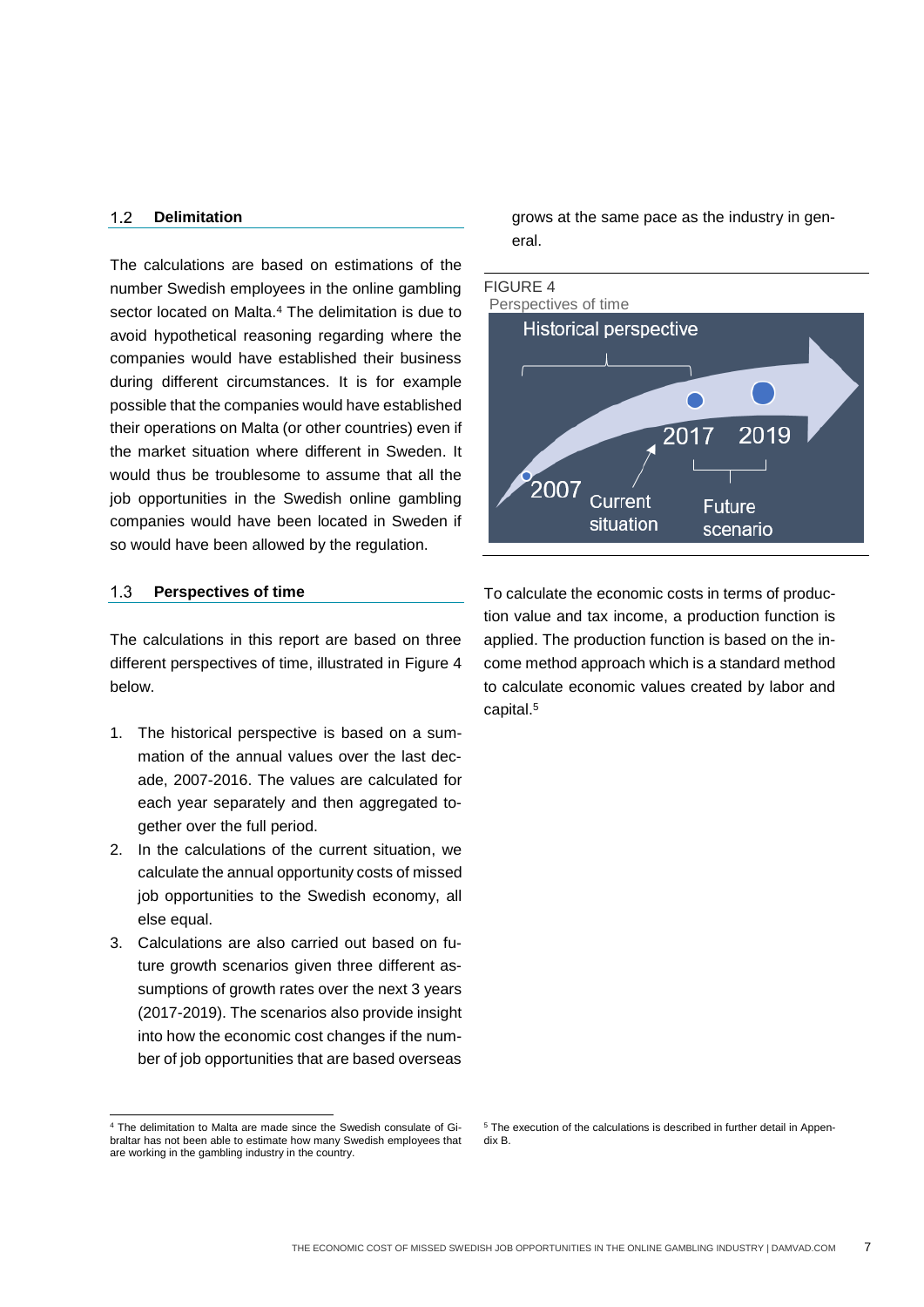## 1.2 Delimitation

The calculations are based on estimations of the number Swedish employees in the online gambling sector located on Malta.[4] The delimitation is due to avoid hypothetical reasoning regarding where the companies would have established their business during different circumstances. It is for example possible that the companies would have established their operations on Malta (or other countries) even if the market situation where different in Sweden. It would thus be troublesome to assume that all the job opportunities in the Swedish online gambling companies would have been located in Sweden if so would have been allowed by the regulation.

## 1.3 Perspectives of time

The calculations in this report are based on three different perspectives of time, illustrated in Figure 4 below.

1. The historical perspective is based on a summation of the annual values over the last decade, 2007-2016. The values are calculated for each year separately and then aggregated together over the full period.
2. In the calculations of the current situation, we calculate the annual opportunity costs of missed job opportunities to the Swedish economy, all else equal.
3. Calculations are also carried out based on future growth scenarios given three different assumptions of growth rates over the next 3 years (2017-2019). The scenarios also provide insight into how the economic cost changes if the number of job opportunities that are based overseas grows at the same pace as the industry in general.

FIGURE 4
Perspectives of time

Historical perspective — 2007 — 2017 — 2019 — Current situation — Future scenario

To calculate the economic costs in terms of production value and tax income, a production function is applied. The production function is based on the income method approach which is a standard method to calculate economic values created by labor and capital.[5]

---

[4] The delimitation to Malta are made since the Swedish consulate of Gibraltar has not been able to estimate how many Swedish employees that are working in the gambling industry in the country.

[5] The execution of the calculations is described in further detail in Appendix B.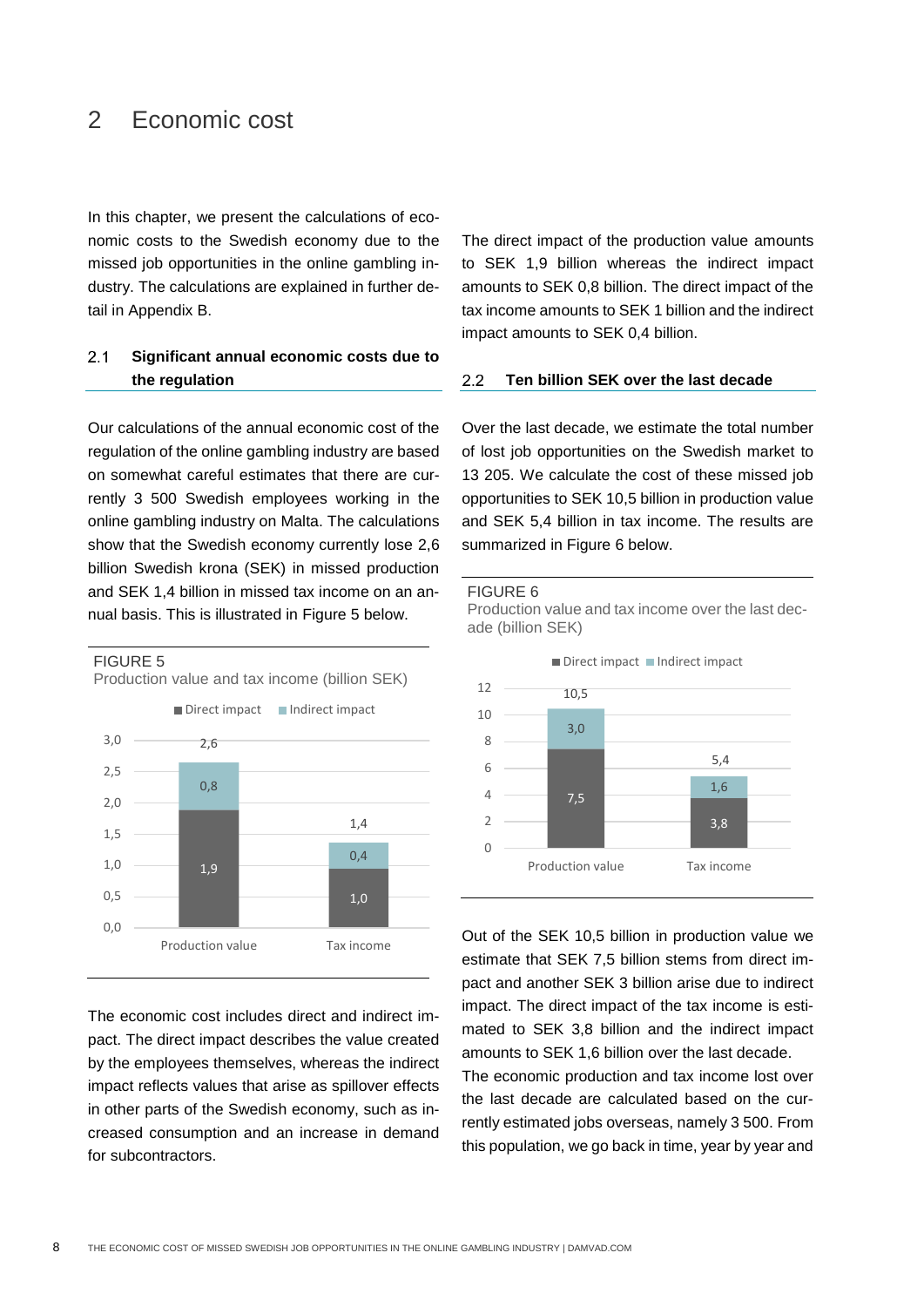# 2 Economic cost

In this chapter, we present the calculations of economic costs to the Swedish economy due to the missed job opportunities in the online gambling industry. The calculations are explained in further detail in Appendix B.

## 2.1 Significant annual economic costs due to the regulation

Our calculations of the annual economic cost of the regulation of the online gambling industry are based on somewhat careful estimates that there are currently 3 500 Swedish employees working in the online gambling industry on Malta. The calculations show that the Swedish economy currently lose 2,6 billion Swedish krona (SEK) in missed production and SEK 1,4 billion in missed tax income on an annual basis. This is illustrated in Figure 5 below.

FIGURE 5
Production value and tax income (billion SEK)

| | Direct impact | Indirect impact | Total |
|---|---|---|---|
| Production value | 1,9 | 0,8 | 2,6 |
| Tax income | 1,0 | 0,4 | 1,4 |

The economic cost includes direct and indirect impact. The direct impact describes the value created by the employees themselves, whereas the indirect impact reflects values that arise as spillover effects in other parts of the Swedish economy, such as increased consumption and an increase in demand for subcontractors.

The direct impact of the production value amounts to SEK 1,9 billion whereas the indirect impact amounts to SEK 0,8 billion. The direct impact of the tax income amounts to SEK 1 billion and the indirect impact amounts to SEK 0,4 billion.

## 2.2 Ten billion SEK over the last decade

Over the last decade, we estimate the total number of lost job opportunities on the Swedish market to 13 205. We calculate the cost of these missed job opportunities to SEK 10,5 billion in production value and SEK 5,4 billion in tax income. The results are summarized in Figure 6 below.

FIGURE 6
Production value and tax income over the last decade (billion SEK)

| | Direct impact | Indirect impact | Total |
|---|---|---|---|
| Production value | 7,5 | 3,0 | 10,5 |
| Tax income | 3,8 | 1,6 | 5,4 |

Out of the SEK 10,5 billion in production value we estimate that SEK 7,5 billion stems from direct impact and another SEK 3 billion arise due to indirect impact. The direct impact of the tax income is estimated to SEK 3,8 billion and the indirect impact amounts to SEK 1,6 billion over the last decade.

The economic production and tax income lost over the last decade are calculated based on the currently estimated jobs overseas, namely 3 500. From this population, we go back in time, year by year and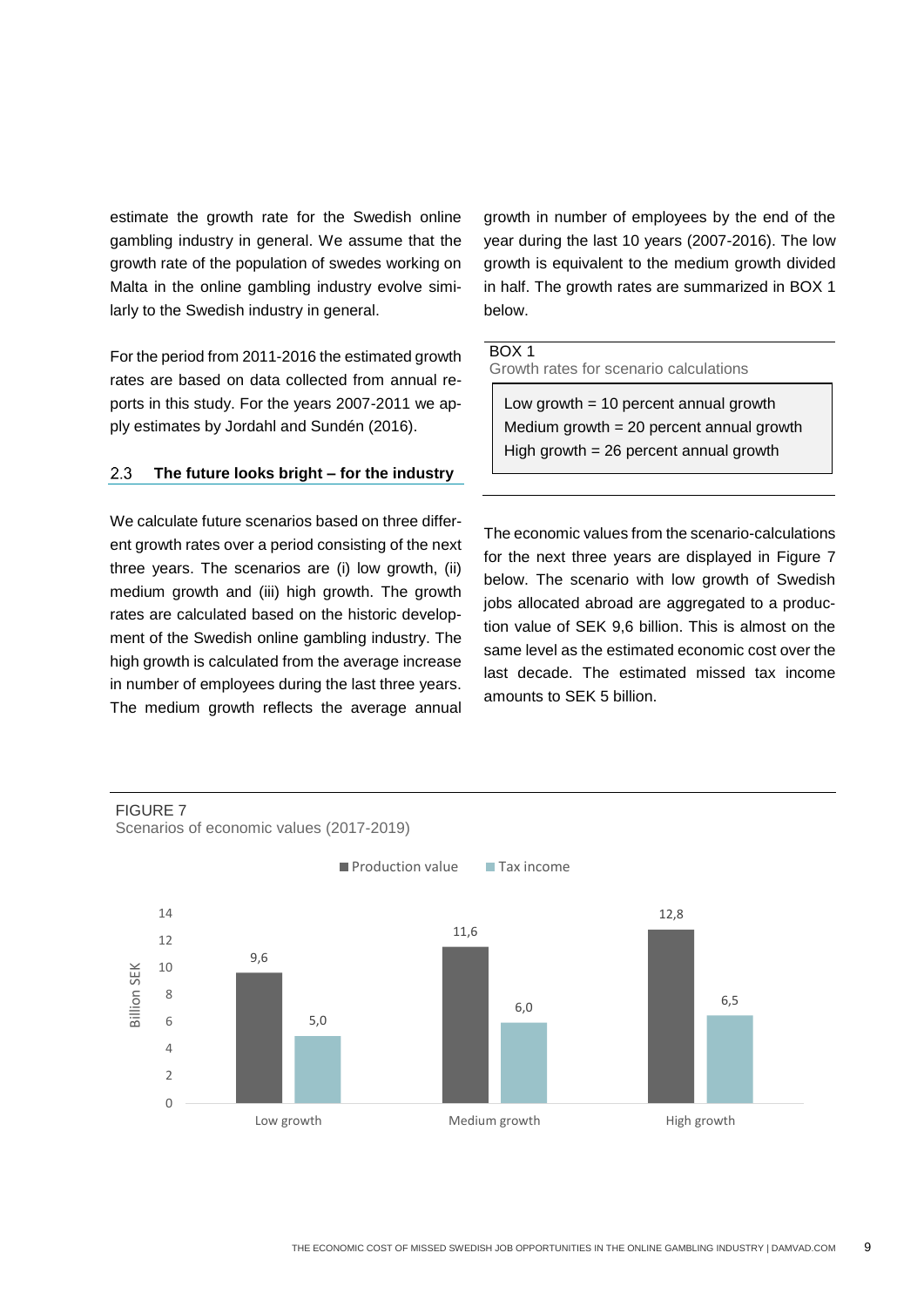estimate the growth rate for the Swedish online gambling industry in general. We assume that the growth rate of the population of swedes working on Malta in the online gambling industry evolve similarly to the Swedish industry in general.

For the period from 2011-2016 the estimated growth rates are based on data collected from annual reports in this study. For the years 2007-2011 we apply estimates by Jordahl and Sundén (2016).

## 2.3 The future looks bright – for the industry

We calculate future scenarios based on three different growth rates over a period consisting of the next three years. The scenarios are (i) low growth, (ii) medium growth and (iii) high growth. The growth rates are calculated based on the historic development of the Swedish online gambling industry. The high growth is calculated from the average increase in number of employees during the last three years. The medium growth reflects the average annual growth in number of employees by the end of the year during the last 10 years (2007-2016). The low growth is equivalent to the medium growth divided in half. The growth rates are summarized in BOX 1 below.

BOX 1
Growth rates for scenario calculations

Low growth = 10 percent annual growth
Medium growth = 20 percent annual growth
High growth = 26 percent annual growth

The economic values from the scenario-calculations for the next three years are displayed in Figure 7 below. The scenario with low growth of Swedish jobs allocated abroad are aggregated to a production value of SEK 9,6 billion. This is almost on the same level as the estimated economic cost over the last decade. The estimated missed tax income amounts to SEK 5 billion.

FIGURE 7
Scenarios of economic values (2017-2019)

| Billion SEK | Production value | Tax income |
|---|---|---|
| Low growth | 9,6 | 5,0 |
| Medium growth | 11,6 | 6,0 |
| High growth | 12,8 | 6,5 |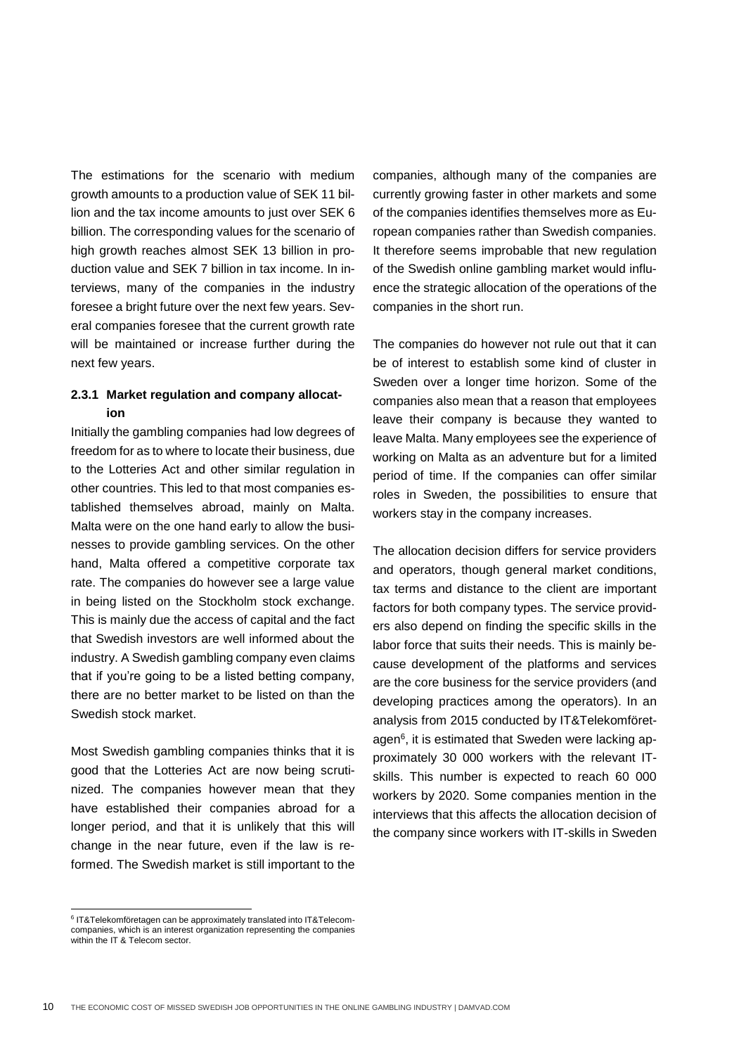The estimations for the scenario with medium growth amounts to a production value of SEK 11 billion and the tax income amounts to just over SEK 6 billion. The corresponding values for the scenario of high growth reaches almost SEK 13 billion in production value and SEK 7 billion in tax income. In interviews, many of the companies in the industry foresee a bright future over the next few years. Several companies foresee that the current growth rate will be maintained or increase further during the next few years.

### 2.3.1 Market regulation and company allocation

Initially the gambling companies had low degrees of freedom for as to where to locate their business, due to the Lotteries Act and other similar regulation in other countries. This led to that most companies established themselves abroad, mainly on Malta. Malta were on the one hand early to allow the businesses to provide gambling services. On the other hand, Malta offered a competitive corporate tax rate. The companies do however see a large value in being listed on the Stockholm stock exchange. This is mainly due the access of capital and the fact that Swedish investors are well informed about the industry. A Swedish gambling company even claims that if you're going to be a listed betting company, there are no better market to be listed on than the Swedish stock market.

Most Swedish gambling companies thinks that it is good that the Lotteries Act are now being scrutinized. The companies however mean that they have established their companies abroad for a longer period, and that it is unlikely that this will change in the near future, even if the law is reformed. The Swedish market is still important to the companies, although many of the companies are currently growing faster in other markets and some of the companies identifies themselves more as European companies rather than Swedish companies. It therefore seems improbable that new regulation of the Swedish online gambling market would influence the strategic allocation of the operations of the companies in the short run.

The companies do however not rule out that it can be of interest to establish some kind of cluster in Sweden over a longer time horizon. Some of the companies also mean that a reason that employees leave their company is because they wanted to leave Malta. Many employees see the experience of working on Malta as an adventure but for a limited period of time. If the companies can offer similar roles in Sweden, the possibilities to ensure that workers stay in the company increases.

The allocation decision differs for service providers and operators, though general market conditions, tax terms and distance to the client are important factors for both company types. The service providers also depend on finding the specific skills in the labor force that suits their needs. This is mainly because development of the platforms and services are the core business for the service providers (and developing practices among the operators). In an analysis from 2015 conducted by IT&Telekomföretagen[6], it is estimated that Sweden were lacking approximately 30 000 workers with the relevant IT-skills. This number is expected to reach 60 000 workers by 2020. Some companies mention in the interviews that this affects the allocation decision of the company since workers with IT-skills in Sweden

[6] IT&Telekomföretagen can be approximately translated into IT&Telecom-companies, which is an interest organization representing the companies within the IT & Telecom sector.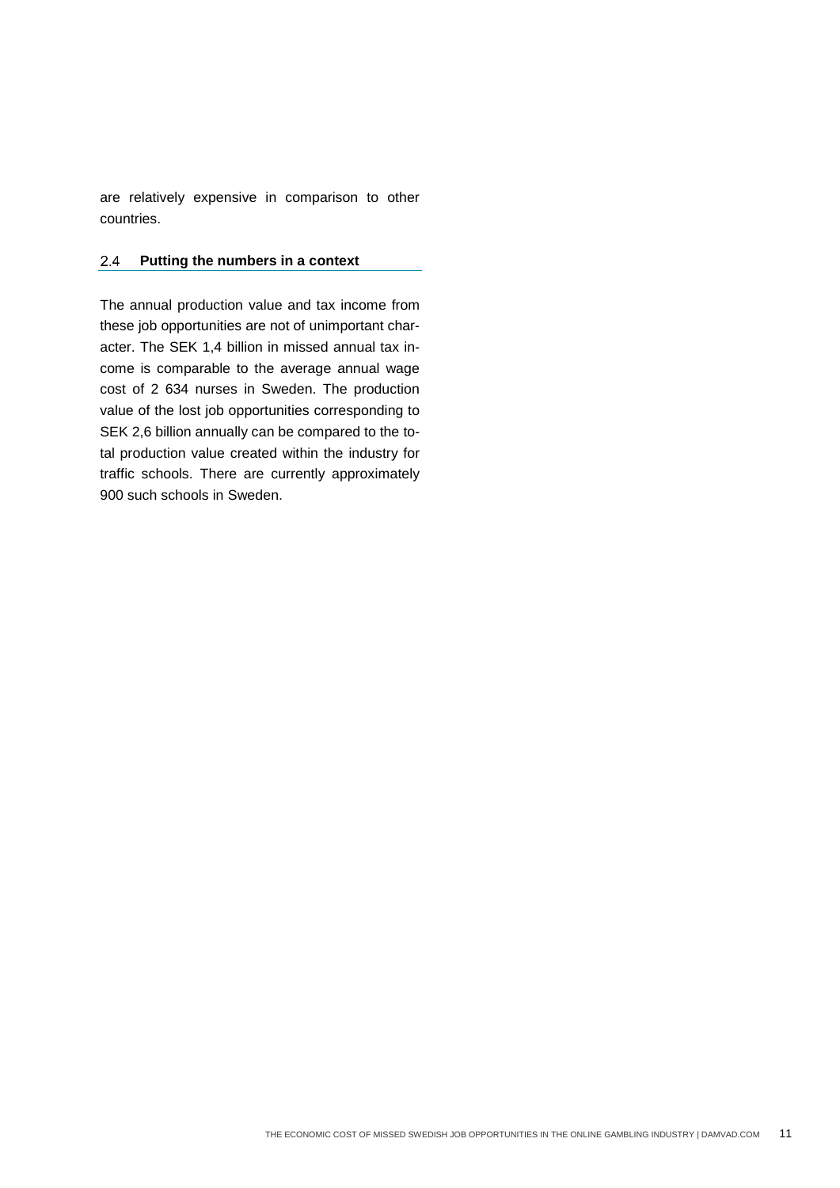are relatively expensive in comparison to other countries.

## 2.4 Putting the numbers in a context

The annual production value and tax income from these job opportunities are not of unimportant character. The SEK 1,4 billion in missed annual tax income is comparable to the average annual wage cost of 2 634 nurses in Sweden. The production value of the lost job opportunities corresponding to SEK 2,6 billion annually can be compared to the total production value created within the industry for traffic schools. There are currently approximately 900 such schools in Sweden.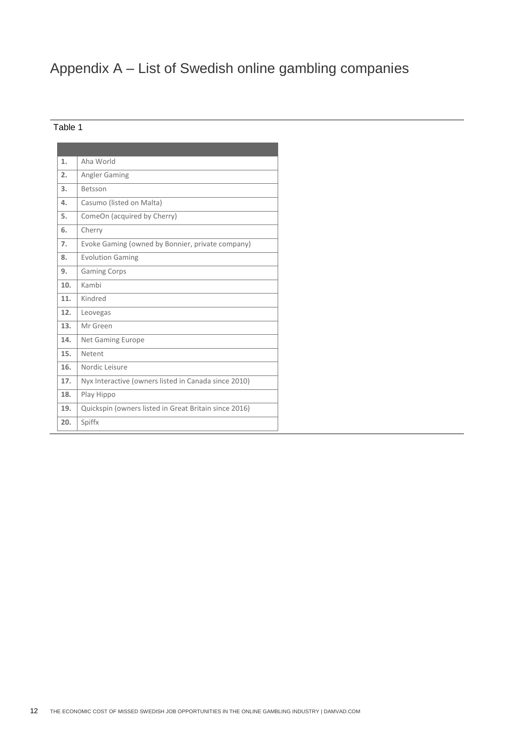# Appendix A – List of Swedish online gambling companies

Table 1

| | |
|---|---|
| **1.** | Aha World |
| **2.** | Angler Gaming |
| **3.** | Betsson |
| **4.** | Casumo (listed on Malta) |
| **5.** | ComeOn (acquired by Cherry) |
| **6.** | Cherry |
| **7.** | Evoke Gaming (owned by Bonnier, private company) |
| **8.** | Evolution Gaming |
| **9.** | Gaming Corps |
| **10.** | Kambi |
| **11.** | Kindred |
| **12.** | Leovegas |
| **13.** | Mr Green |
| **14.** | Net Gaming Europe |
| **15.** | Netent |
| **16.** | Nordic Leisure |
| **17.** | Nyx Interactive (owners listed in Canada since 2010) |
| **18.** | Play Hippo |
| **19.** | Quickspin (owners listed in Great Britain since 2016) |
| **20.** | Spiffx |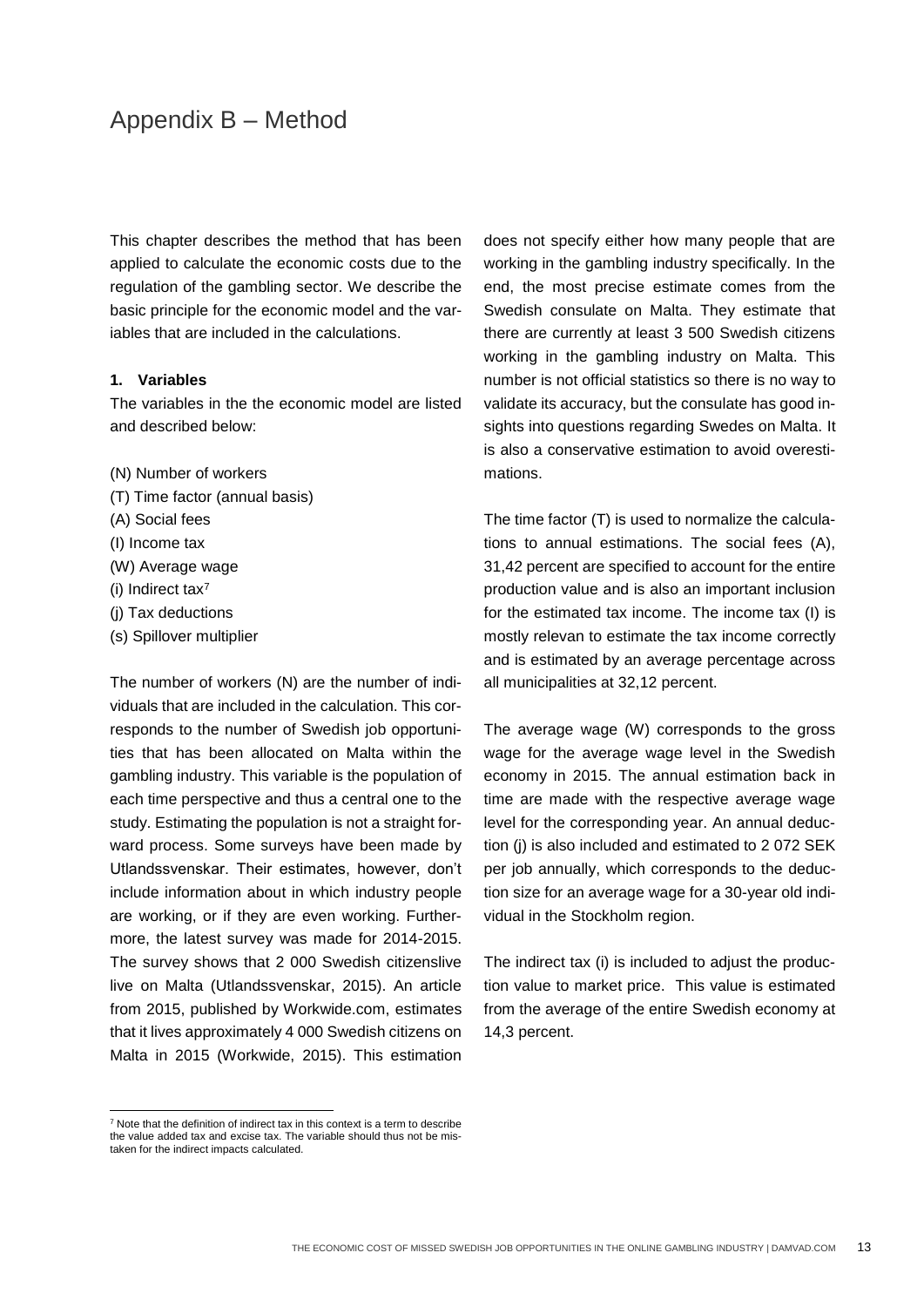# Appendix B – Method

This chapter describes the method that has been applied to calculate the economic costs due to the regulation of the gambling sector. We describe the basic principle for the economic model and the variables that are included in the calculations.

**1. Variables**

The variables in the the economic model are listed and described below:

(N) Number of workers
(T) Time factor (annual basis)
(A) Social fees
(I) Income tax
(W) Average wage
(i) Indirect tax[7]
(j) Tax deductions
(s) Spillover multiplier

The number of workers (N) are the number of individuals that are included in the calculation. This corresponds to the number of Swedish job opportunities that has been allocated on Malta within the gambling industry. This variable is the population of each time perspective and thus a central one to the study. Estimating the population is not a straight forward process. Some surveys have been made by Utlandssvenskar. Their estimates, however, don't include information about in which industry people are working, or if they are even working. Furthermore, the latest survey was made for 2014-2015. The survey shows that 2 000 Swedish citizenslive live on Malta (Utlandssvenskar, 2015). An article from 2015, published by Workwide.com, estimates that it lives approximately 4 000 Swedish citizens on Malta in 2015 (Workwide, 2015). This estimation does not specify either how many people that are working in the gambling industry specifically. In the end, the most precise estimate comes from the Swedish consulate on Malta. They estimate that there are currently at least 3 500 Swedish citizens working in the gambling industry on Malta. This number is not official statistics so there is no way to validate its accuracy, but the consulate has good insights into questions regarding Swedes on Malta. It is also a conservative estimation to avoid overestimations.

The time factor (T) is used to normalize the calculations to annual estimations. The social fees (A), 31,42 percent are specified to account for the entire production value and is also an important inclusion for the estimated tax income. The income tax (I) is mostly relevan to estimate the tax income correctly and is estimated by an average percentage across all municipalities at 32,12 percent.

The average wage (W) corresponds to the gross wage for the average wage level in the Swedish economy in 2015. The annual estimation back in time are made with the respective average wage level for the corresponding year. An annual deduction (j) is also included and estimated to 2 072 SEK per job annually, which corresponds to the deduction size for an average wage for a 30-year old individual in the Stockholm region.

The indirect tax (i) is included to adjust the production value to market price. This value is estimated from the average of the entire Swedish economy at 14,3 percent.

[7] Note that the definition of indirect tax in this context is a term to describe the value added tax and excise tax. The variable should thus not be mistaken for the indirect impacts calculated.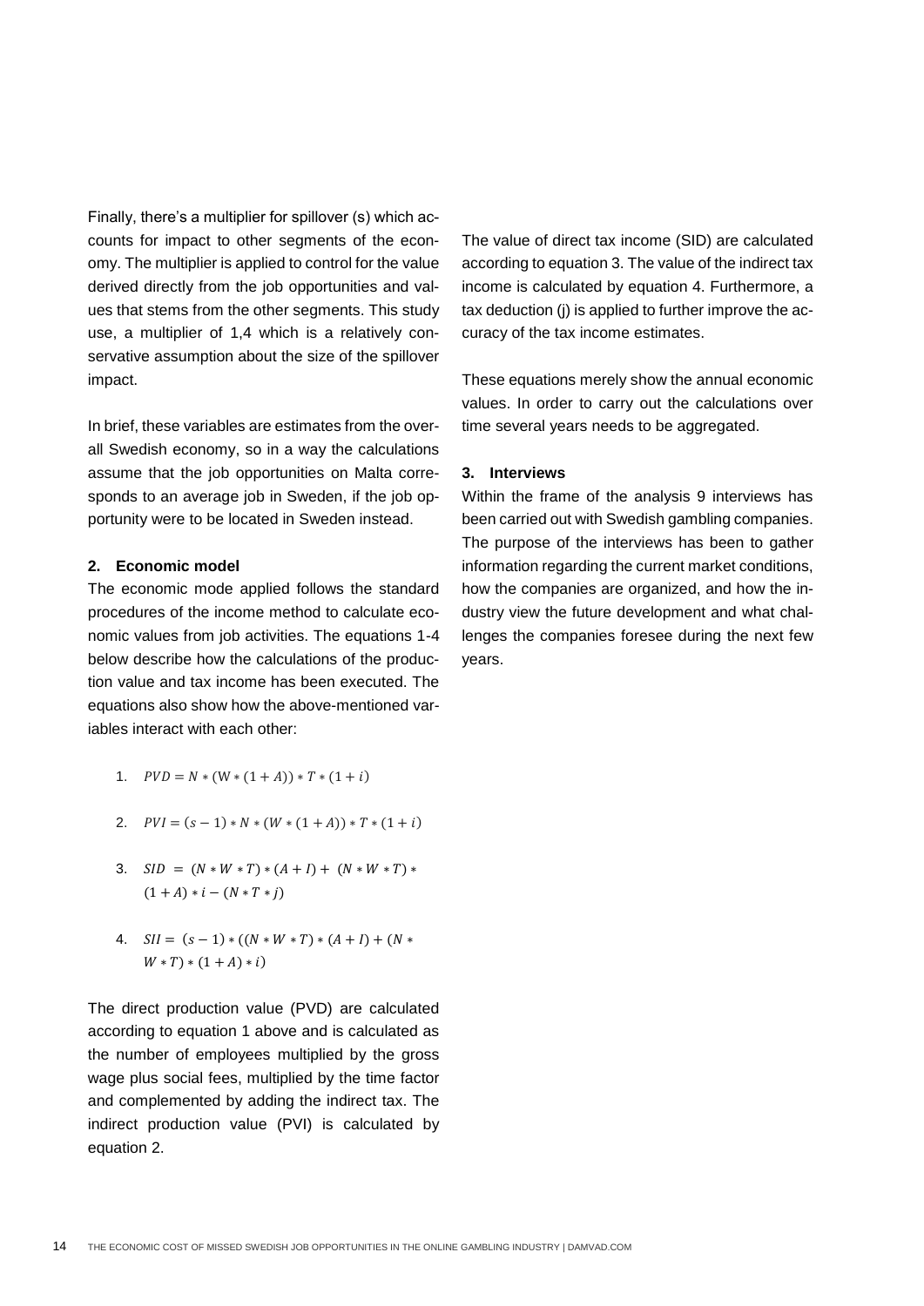Finally, there's a multiplier for spillover (s) which accounts for impact to other segments of the economy. The multiplier is applied to control for the value derived directly from the job opportunities and values that stems from the other segments. This study use, a multiplier of 1,4 which is a relatively conservative assumption about the size of the spillover impact.

In brief, these variables are estimates from the overall Swedish economy, so in a way the calculations assume that the job opportunities on Malta corresponds to an average job in Sweden, if the job opportunity were to be located in Sweden instead.

## 2. Economic model

The economic mode applied follows the standard procedures of the income method to calculate economic values from job activities. The equations 1-4 below describe how the calculations of the production value and tax income has been executed. The equations also show how the above-mentioned variables interact with each other:

1. $PVD = N * (W * (1 + A)) * T * (1 + i)$

2. $PVI = (s - 1) * N * (W * (1 + A)) * T * (1 + i)$

3. $SID = (N * W * T) * (A + I) + (N * W * T) * (1 + A) * i - (N * T * j)$

4. $SII = (s - 1) * ((N * W * T) * (A + I) + (N * W * T) * (1 + A) * i)$

The direct production value (PVD) are calculated according to equation 1 above and is calculated as the number of employees multiplied by the gross wage plus social fees, multiplied by the time factor and complemented by adding the indirect tax. The indirect production value (PVI) is calculated by equation 2.

The value of direct tax income (SID) are calculated according to equation 3. The value of the indirect tax income is calculated by equation 4. Furthermore, a tax deduction (j) is applied to further improve the accuracy of the tax income estimates.

These equations merely show the annual economic values. In order to carry out the calculations over time several years needs to be aggregated.

## 3. Interviews

Within the frame of the analysis 9 interviews has been carried out with Swedish gambling companies. The purpose of the interviews has been to gather information regarding the current market conditions, how the companies are organized, and how the industry view the future development and what challenges the companies foresee during the next few years.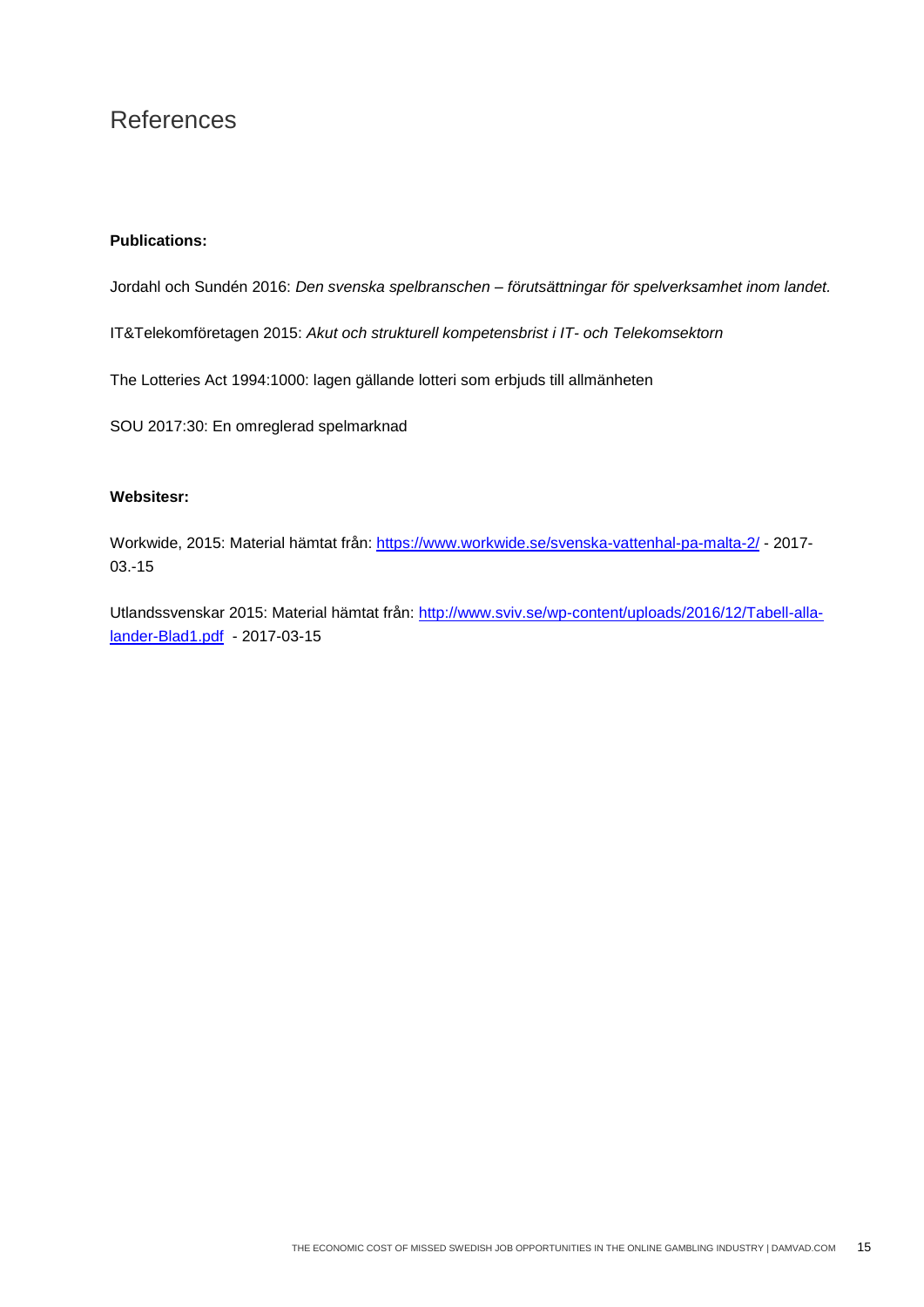# References

**Publications:**

Jordahl och Sundén 2016: *Den svenska spelbranschen – förutsättningar för spelverksamhet inom landet.*

IT&Telekomföretagen 2015: *Akut och strukturell kompetensbrist i IT- och Telekomsektorn*

The Lotteries Act 1994:1000: lagen gällande lotteri som erbjuds till allmänheten

SOU 2017:30: En omreglerad spelmarknad

**Websitesr:**

Workwide, 2015: Material hämtat från: [https://www.workwide.se/svenska-vattenhal-pa-malta-2/](https://www.workwide.se/svenska-vattenhal-pa-malta-2/) - 2017-03.-15

Utlandssvenskar 2015: Material hämtat från: [http://www.sviv.se/wp-content/uploads/2016/12/Tabell-alla-lander-Blad1.pdf](http://www.sviv.se/wp-content/uploads/2016/12/Tabell-alla-lander-Blad1.pdf) - 2017-03-15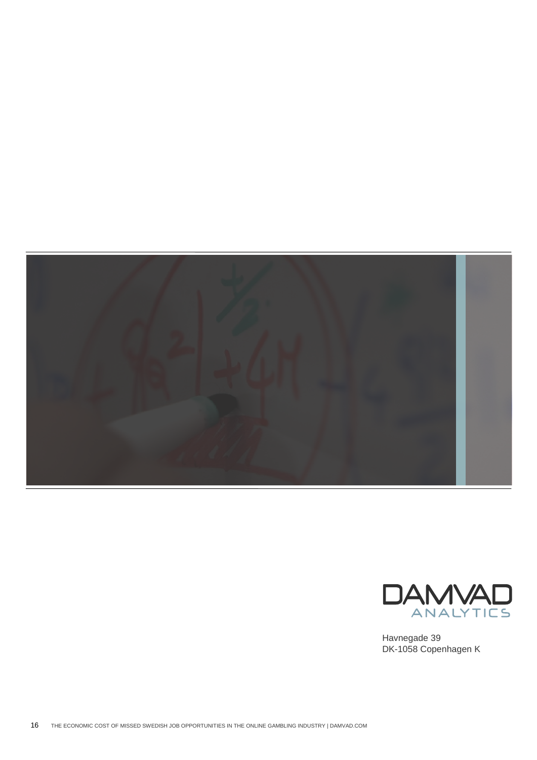DAMVAD
ANALYTICS

Havnegade 39
DK-1058 Copenhagen K